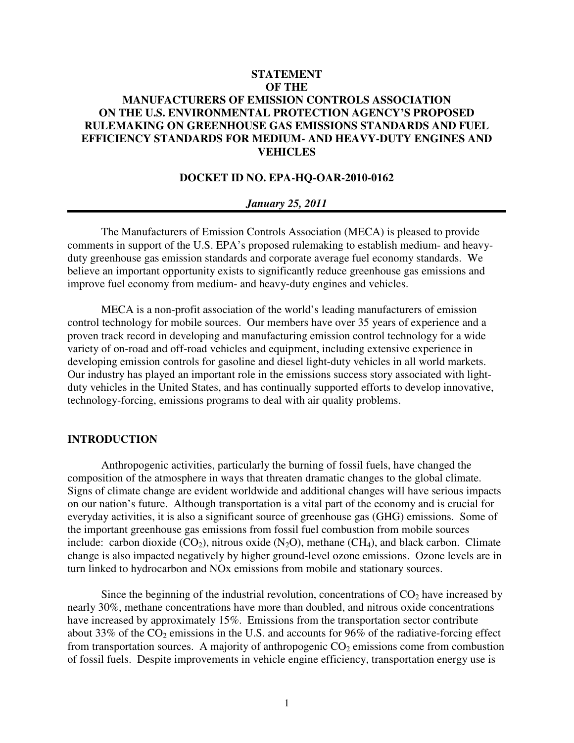# STATEMENT OF THE MANUFACTURERS OF EMISSION CONTROLS ASSOCIATION ON THE U.S. ENVIRONMENTAL PROTECTION AGENCY'S PROPOSED RULEMAKING ON GREENHOUSE GAS EMISSIONS STANDARDS AND FUEL EFFICIENCY STANDARDS FOR MEDIUM- AND HEAVY-DUTY ENGINES AND VEHICLES

**DOCKET ID NO. EPA-HQ-OAR-2010-0162**

***January 25, 2011***

---

The Manufacturers of Emission Controls Association (MECA) is pleased to provide comments in support of the U.S. EPA's proposed rulemaking to establish medium- and heavy-duty greenhouse gas emission standards and corporate average fuel economy standards. We believe an important opportunity exists to significantly reduce greenhouse gas emissions and improve fuel economy from medium- and heavy-duty engines and vehicles.

MECA is a non-profit association of the world's leading manufacturers of emission control technology for mobile sources. Our members have over 35 years of experience and a proven track record in developing and manufacturing emission control technology for a wide variety of on-road and off-road vehicles and equipment, including extensive experience in developing emission controls for gasoline and diesel light-duty vehicles in all world markets. Our industry has played an important role in the emissions success story associated with light-duty vehicles in the United States, and has continually supported efforts to develop innovative, technology-forcing, emissions programs to deal with air quality problems.

## INTRODUCTION

Anthropogenic activities, particularly the burning of fossil fuels, have changed the composition of the atmosphere in ways that threaten dramatic changes to the global climate. Signs of climate change are evident worldwide and additional changes will have serious impacts on our nation's future. Although transportation is a vital part of the economy and is crucial for everyday activities, it is also a significant source of greenhouse gas (GHG) emissions. Some of the important greenhouse gas emissions from fossil fuel combustion from mobile sources include: carbon dioxide ($CO_2$), nitrous oxide ($N_2O$), methane ($CH_4$), and black carbon. Climate change is also impacted negatively by higher ground-level ozone emissions. Ozone levels are in turn linked to hydrocarbon and NOx emissions from mobile and stationary sources.

Since the beginning of the industrial revolution, concentrations of $CO_2$ have increased by nearly 30%, methane concentrations have more than doubled, and nitrous oxide concentrations have increased by approximately 15%. Emissions from the transportation sector contribute about 33% of the $CO_2$ emissions in the U.S. and accounts for 96% of the radiative-forcing effect from transportation sources. A majority of anthropogenic $CO_2$ emissions come from combustion of fossil fuels. Despite improvements in vehicle engine efficiency, transportation energy use is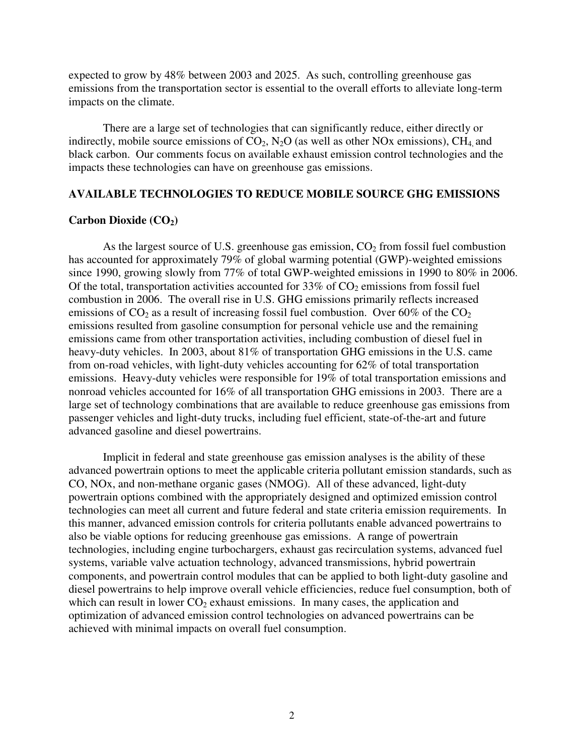expected to grow by 48% between 2003 and 2025. As such, controlling greenhouse gas emissions from the transportation sector is essential to the overall efforts to alleviate long-term impacts on the climate.

There are a large set of technologies that can significantly reduce, either directly or indirectly, mobile source emissions of $CO_2$, $N_2O$ (as well as other NOx emissions), $CH_4$, and black carbon. Our comments focus on available exhaust emission control technologies and the impacts these technologies can have on greenhouse gas emissions.

## AVAILABLE TECHNOLOGIES TO REDUCE MOBILE SOURCE GHG EMISSIONS

### Carbon Dioxide ($CO_2$)

As the largest source of U.S. greenhouse gas emission, $CO_2$ from fossil fuel combustion has accounted for approximately 79% of global warming potential (GWP)-weighted emissions since 1990, growing slowly from 77% of total GWP-weighted emissions in 1990 to 80% in 2006. Of the total, transportation activities accounted for 33% of $CO_2$ emissions from fossil fuel combustion in 2006. The overall rise in U.S. GHG emissions primarily reflects increased emissions of $CO_2$ as a result of increasing fossil fuel combustion. Over 60% of the $CO_2$ emissions resulted from gasoline consumption for personal vehicle use and the remaining emissions came from other transportation activities, including combustion of diesel fuel in heavy-duty vehicles. In 2003, about 81% of transportation GHG emissions in the U.S. came from on-road vehicles, with light-duty vehicles accounting for 62% of total transportation emissions. Heavy-duty vehicles were responsible for 19% of total transportation emissions and nonroad vehicles accounted for 16% of all transportation GHG emissions in 2003. There are a large set of technology combinations that are available to reduce greenhouse gas emissions from passenger vehicles and light-duty trucks, including fuel efficient, state-of-the-art and future advanced gasoline and diesel powertrains.

Implicit in federal and state greenhouse gas emission analyses is the ability of these advanced powertrain options to meet the applicable criteria pollutant emission standards, such as CO, NOx, and non-methane organic gases (NMOG). All of these advanced, light-duty powertrain options combined with the appropriately designed and optimized emission control technologies can meet all current and future federal and state criteria emission requirements. In this manner, advanced emission controls for criteria pollutants enable advanced powertrains to also be viable options for reducing greenhouse gas emissions. A range of powertrain technologies, including engine turbochargers, exhaust gas recirculation systems, advanced fuel systems, variable valve actuation technology, advanced transmissions, hybrid powertrain components, and powertrain control modules that can be applied to both light-duty gasoline and diesel powertrains to help improve overall vehicle efficiencies, reduce fuel consumption, both of which can result in lower $CO_2$ exhaust emissions. In many cases, the application and optimization of advanced emission control technologies on advanced powertrains can be achieved with minimal impacts on overall fuel consumption.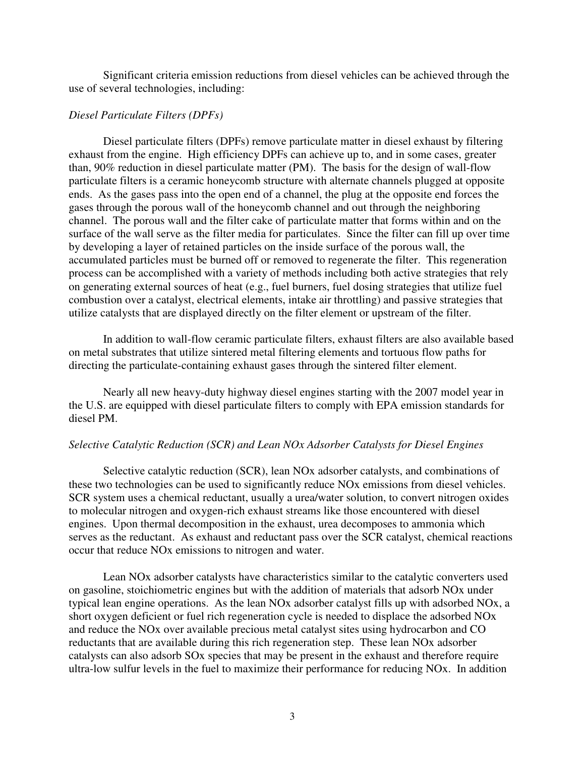Significant criteria emission reductions from diesel vehicles can be achieved through the use of several technologies, including:

*Diesel Particulate Filters (DPFs)*

Diesel particulate filters (DPFs) remove particulate matter in diesel exhaust by filtering exhaust from the engine. High efficiency DPFs can achieve up to, and in some cases, greater than, 90% reduction in diesel particulate matter (PM). The basis for the design of wall-flow particulate filters is a ceramic honeycomb structure with alternate channels plugged at opposite ends. As the gases pass into the open end of a channel, the plug at the opposite end forces the gases through the porous wall of the honeycomb channel and out through the neighboring channel. The porous wall and the filter cake of particulate matter that forms within and on the surface of the wall serve as the filter media for particulates. Since the filter can fill up over time by developing a layer of retained particles on the inside surface of the porous wall, the accumulated particles must be burned off or removed to regenerate the filter. This regeneration process can be accomplished with a variety of methods including both active strategies that rely on generating external sources of heat (e.g., fuel burners, fuel dosing strategies that utilize fuel combustion over a catalyst, electrical elements, intake air throttling) and passive strategies that utilize catalysts that are displayed directly on the filter element or upstream of the filter.

In addition to wall-flow ceramic particulate filters, exhaust filters are also available based on metal substrates that utilize sintered metal filtering elements and tortuous flow paths for directing the particulate-containing exhaust gases through the sintered filter element.

Nearly all new heavy-duty highway diesel engines starting with the 2007 model year in the U.S. are equipped with diesel particulate filters to comply with EPA emission standards for diesel PM.

*Selective Catalytic Reduction (SCR) and Lean NOx Adsorber Catalysts for Diesel Engines*

Selective catalytic reduction (SCR), lean NOx adsorber catalysts, and combinations of these two technologies can be used to significantly reduce NOx emissions from diesel vehicles. SCR system uses a chemical reductant, usually a urea/water solution, to convert nitrogen oxides to molecular nitrogen and oxygen-rich exhaust streams like those encountered with diesel engines. Upon thermal decomposition in the exhaust, urea decomposes to ammonia which serves as the reductant. As exhaust and reductant pass over the SCR catalyst, chemical reactions occur that reduce NOx emissions to nitrogen and water.

Lean NOx adsorber catalysts have characteristics similar to the catalytic converters used on gasoline, stoichiometric engines but with the addition of materials that adsorb NOx under typical lean engine operations. As the lean NOx adsorber catalyst fills up with adsorbed NOx, a short oxygen deficient or fuel rich regeneration cycle is needed to displace the adsorbed NOx and reduce the NOx over available precious metal catalyst sites using hydrocarbon and CO reductants that are available during this rich regeneration step. These lean NOx adsorber catalysts can also adsorb SOx species that may be present in the exhaust and therefore require ultra-low sulfur levels in the fuel to maximize their performance for reducing NOx. In addition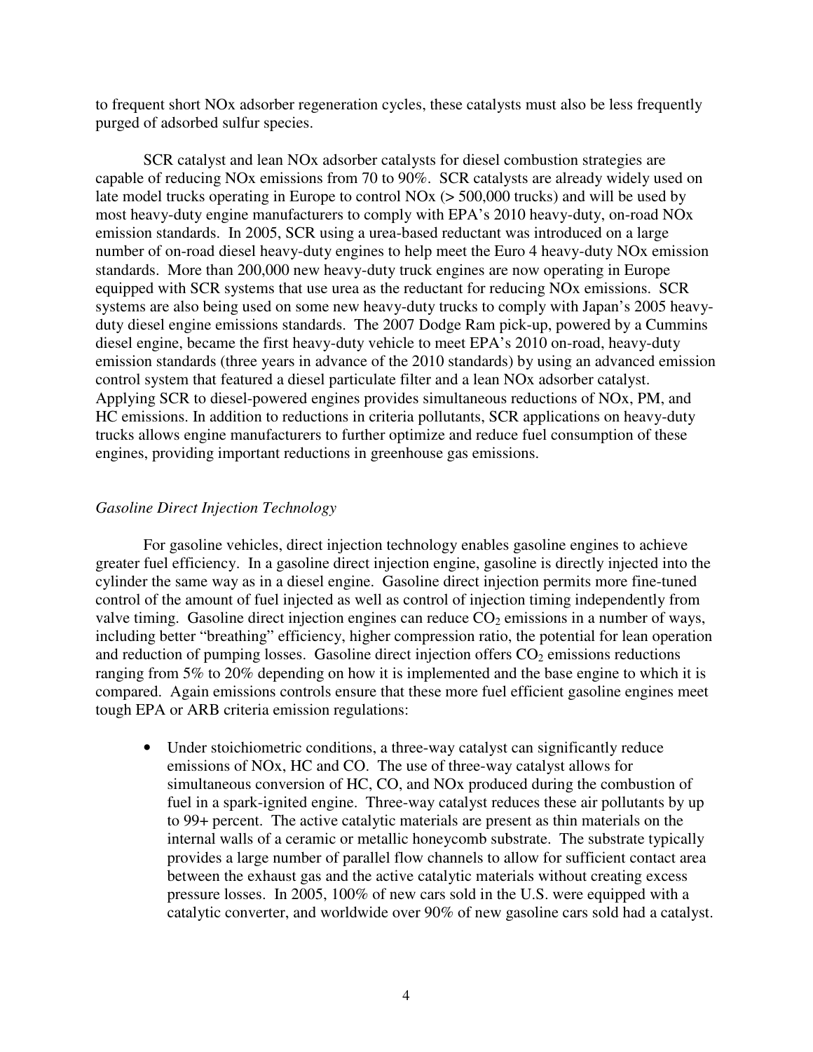to frequent short NOx adsorber regeneration cycles, these catalysts must also be less frequently purged of adsorbed sulfur species.

SCR catalyst and lean NOx adsorber catalysts for diesel combustion strategies are capable of reducing NOx emissions from 70 to 90%. SCR catalysts are already widely used on late model trucks operating in Europe to control NOx (> 500,000 trucks) and will be used by most heavy-duty engine manufacturers to comply with EPA's 2010 heavy-duty, on-road NOx emission standards. In 2005, SCR using a urea-based reductant was introduced on a large number of on-road diesel heavy-duty engines to help meet the Euro 4 heavy-duty NOx emission standards. More than 200,000 new heavy-duty truck engines are now operating in Europe equipped with SCR systems that use urea as the reductant for reducing NOx emissions. SCR systems are also being used on some new heavy-duty trucks to comply with Japan's 2005 heavy-duty diesel engine emissions standards. The 2007 Dodge Ram pick-up, powered by a Cummins diesel engine, became the first heavy-duty vehicle to meet EPA's 2010 on-road, heavy-duty emission standards (three years in advance of the 2010 standards) by using an advanced emission control system that featured a diesel particulate filter and a lean NOx adsorber catalyst. Applying SCR to diesel-powered engines provides simultaneous reductions of NOx, PM, and HC emissions. In addition to reductions in criteria pollutants, SCR applications on heavy-duty trucks allows engine manufacturers to further optimize and reduce fuel consumption of these engines, providing important reductions in greenhouse gas emissions.

*Gasoline Direct Injection Technology*

For gasoline vehicles, direct injection technology enables gasoline engines to achieve greater fuel efficiency. In a gasoline direct injection engine, gasoline is directly injected into the cylinder the same way as in a diesel engine. Gasoline direct injection permits more fine-tuned control of the amount of fuel injected as well as control of injection timing independently from valve timing. Gasoline direct injection engines can reduce $CO_2$ emissions in a number of ways, including better "breathing" efficiency, higher compression ratio, the potential for lean operation and reduction of pumping losses. Gasoline direct injection offers $CO_2$ emissions reductions ranging from 5% to 20% depending on how it is implemented and the base engine to which it is compared. Again emissions controls ensure that these more fuel efficient gasoline engines meet tough EPA or ARB criteria emission regulations:

- Under stoichiometric conditions, a three-way catalyst can significantly reduce emissions of NOx, HC and CO. The use of three-way catalyst allows for simultaneous conversion of HC, CO, and NOx produced during the combustion of fuel in a spark-ignited engine. Three-way catalyst reduces these air pollutants by up to 99+ percent. The active catalytic materials are present as thin materials on the internal walls of a ceramic or metallic honeycomb substrate. The substrate typically provides a large number of parallel flow channels to allow for sufficient contact area between the exhaust gas and the active catalytic materials without creating excess pressure losses. In 2005, 100% of new cars sold in the U.S. were equipped with a catalytic converter, and worldwide over 90% of new gasoline cars sold had a catalyst.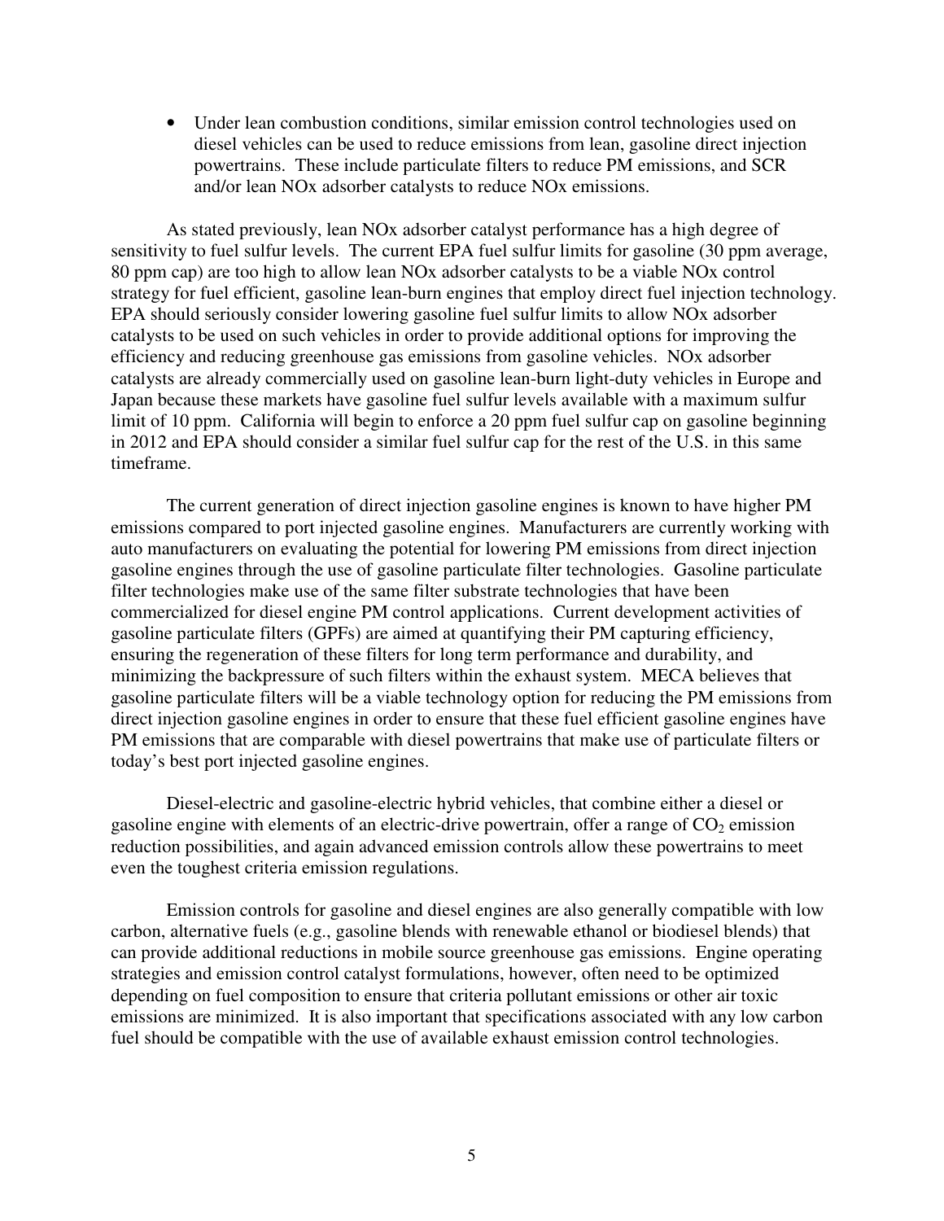- Under lean combustion conditions, similar emission control technologies used on diesel vehicles can be used to reduce emissions from lean, gasoline direct injection powertrains. These include particulate filters to reduce PM emissions, and SCR and/or lean NOx adsorber catalysts to reduce NOx emissions.

As stated previously, lean NOx adsorber catalyst performance has a high degree of sensitivity to fuel sulfur levels. The current EPA fuel sulfur limits for gasoline (30 ppm average, 80 ppm cap) are too high to allow lean NOx adsorber catalysts to be a viable NOx control strategy for fuel efficient, gasoline lean-burn engines that employ direct fuel injection technology. EPA should seriously consider lowering gasoline fuel sulfur limits to allow NOx adsorber catalysts to be used on such vehicles in order to provide additional options for improving the efficiency and reducing greenhouse gas emissions from gasoline vehicles. NOx adsorber catalysts are already commercially used on gasoline lean-burn light-duty vehicles in Europe and Japan because these markets have gasoline fuel sulfur levels available with a maximum sulfur limit of 10 ppm. California will begin to enforce a 20 ppm fuel sulfur cap on gasoline beginning in 2012 and EPA should consider a similar fuel sulfur cap for the rest of the U.S. in this same timeframe.

The current generation of direct injection gasoline engines is known to have higher PM emissions compared to port injected gasoline engines. Manufacturers are currently working with auto manufacturers on evaluating the potential for lowering PM emissions from direct injection gasoline engines through the use of gasoline particulate filter technologies. Gasoline particulate filter technologies make use of the same filter substrate technologies that have been commercialized for diesel engine PM control applications. Current development activities of gasoline particulate filters (GPFs) are aimed at quantifying their PM capturing efficiency, ensuring the regeneration of these filters for long term performance and durability, and minimizing the backpressure of such filters within the exhaust system. MECA believes that gasoline particulate filters will be a viable technology option for reducing the PM emissions from direct injection gasoline engines in order to ensure that these fuel efficient gasoline engines have PM emissions that are comparable with diesel powertrains that make use of particulate filters or today's best port injected gasoline engines.

Diesel-electric and gasoline-electric hybrid vehicles, that combine either a diesel or gasoline engine with elements of an electric-drive powertrain, offer a range of $CO_2$ emission reduction possibilities, and again advanced emission controls allow these powertrains to meet even the toughest criteria emission regulations.

Emission controls for gasoline and diesel engines are also generally compatible with low carbon, alternative fuels (e.g., gasoline blends with renewable ethanol or biodiesel blends) that can provide additional reductions in mobile source greenhouse gas emissions. Engine operating strategies and emission control catalyst formulations, however, often need to be optimized depending on fuel composition to ensure that criteria pollutant emissions or other air toxic emissions are minimized. It is also important that specifications associated with any low carbon fuel should be compatible with the use of available exhaust emission control technologies.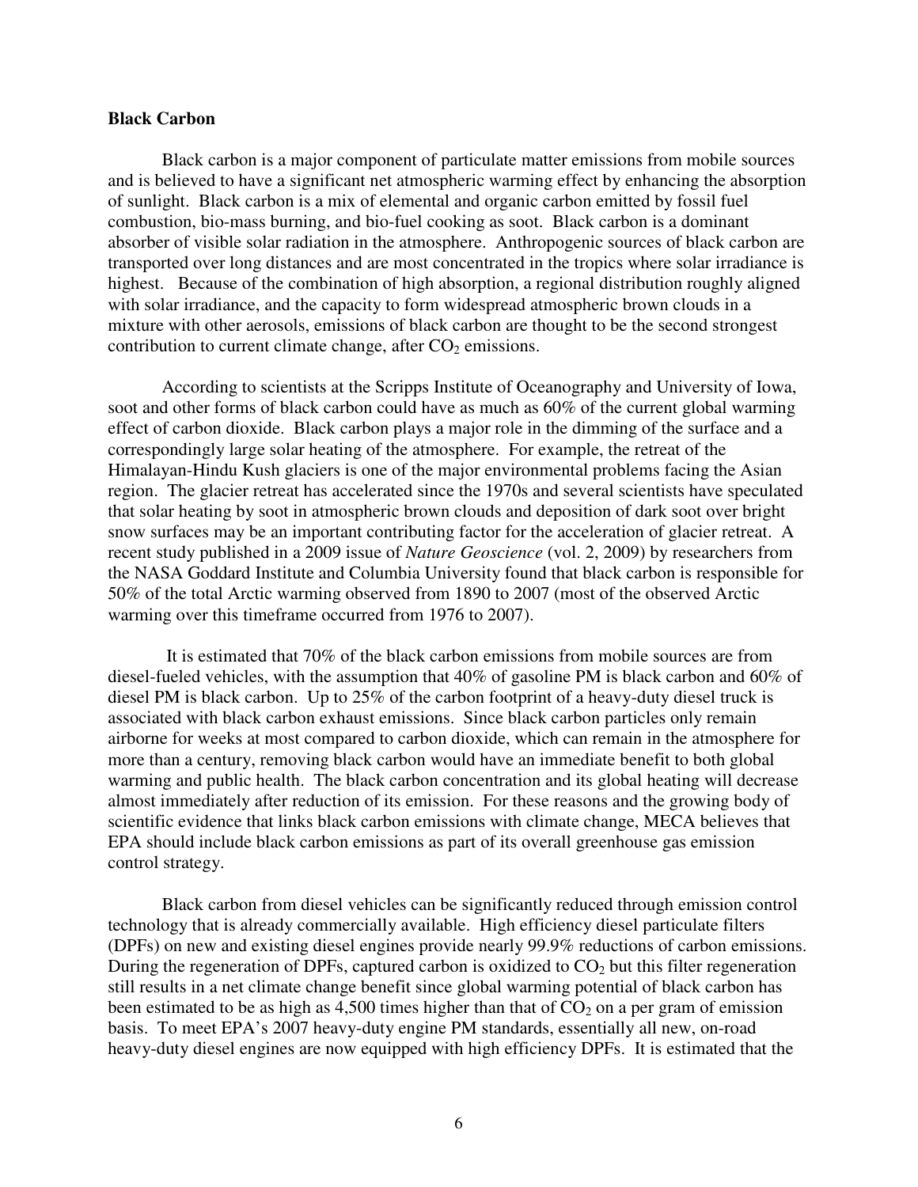**Black Carbon**

Black carbon is a major component of particulate matter emissions from mobile sources and is believed to have a significant net atmospheric warming effect by enhancing the absorption of sunlight. Black carbon is a mix of elemental and organic carbon emitted by fossil fuel combustion, bio-mass burning, and bio-fuel cooking as soot. Black carbon is a dominant absorber of visible solar radiation in the atmosphere. Anthropogenic sources of black carbon are transported over long distances and are most concentrated in the tropics where solar irradiance is highest. Because of the combination of high absorption, a regional distribution roughly aligned with solar irradiance, and the capacity to form widespread atmospheric brown clouds in a mixture with other aerosols, emissions of black carbon are thought to be the second strongest contribution to current climate change, after $CO_2$ emissions.

According to scientists at the Scripps Institute of Oceanography and University of Iowa, soot and other forms of black carbon could have as much as 60% of the current global warming effect of carbon dioxide. Black carbon plays a major role in the dimming of the surface and a correspondingly large solar heating of the atmosphere. For example, the retreat of the Himalayan-Hindu Kush glaciers is one of the major environmental problems facing the Asian region. The glacier retreat has accelerated since the 1970s and several scientists have speculated that solar heating by soot in atmospheric brown clouds and deposition of dark soot over bright snow surfaces may be an important contributing factor for the acceleration of glacier retreat. A recent study published in a 2009 issue of *Nature Geoscience* (vol. 2, 2009) by researchers from the NASA Goddard Institute and Columbia University found that black carbon is responsible for 50% of the total Arctic warming observed from 1890 to 2007 (most of the observed Arctic warming over this timeframe occurred from 1976 to 2007).

It is estimated that 70% of the black carbon emissions from mobile sources are from diesel-fueled vehicles, with the assumption that 40% of gasoline PM is black carbon and 60% of diesel PM is black carbon. Up to 25% of the carbon footprint of a heavy-duty diesel truck is associated with black carbon exhaust emissions. Since black carbon particles only remain airborne for weeks at most compared to carbon dioxide, which can remain in the atmosphere for more than a century, removing black carbon would have an immediate benefit to both global warming and public health. The black carbon concentration and its global heating will decrease almost immediately after reduction of its emission. For these reasons and the growing body of scientific evidence that links black carbon emissions with climate change, MECA believes that EPA should include black carbon emissions as part of its overall greenhouse gas emission control strategy.

Black carbon from diesel vehicles can be significantly reduced through emission control technology that is already commercially available. High efficiency diesel particulate filters (DPFs) on new and existing diesel engines provide nearly 99.9% reductions of carbon emissions. During the regeneration of DPFs, captured carbon is oxidized to $CO_2$ but this filter regeneration still results in a net climate change benefit since global warming potential of black carbon has been estimated to be as high as 4,500 times higher than that of $CO_2$ on a per gram of emission basis. To meet EPA's 2007 heavy-duty engine PM standards, essentially all new, on-road heavy-duty diesel engines are now equipped with high efficiency DPFs. It is estimated that the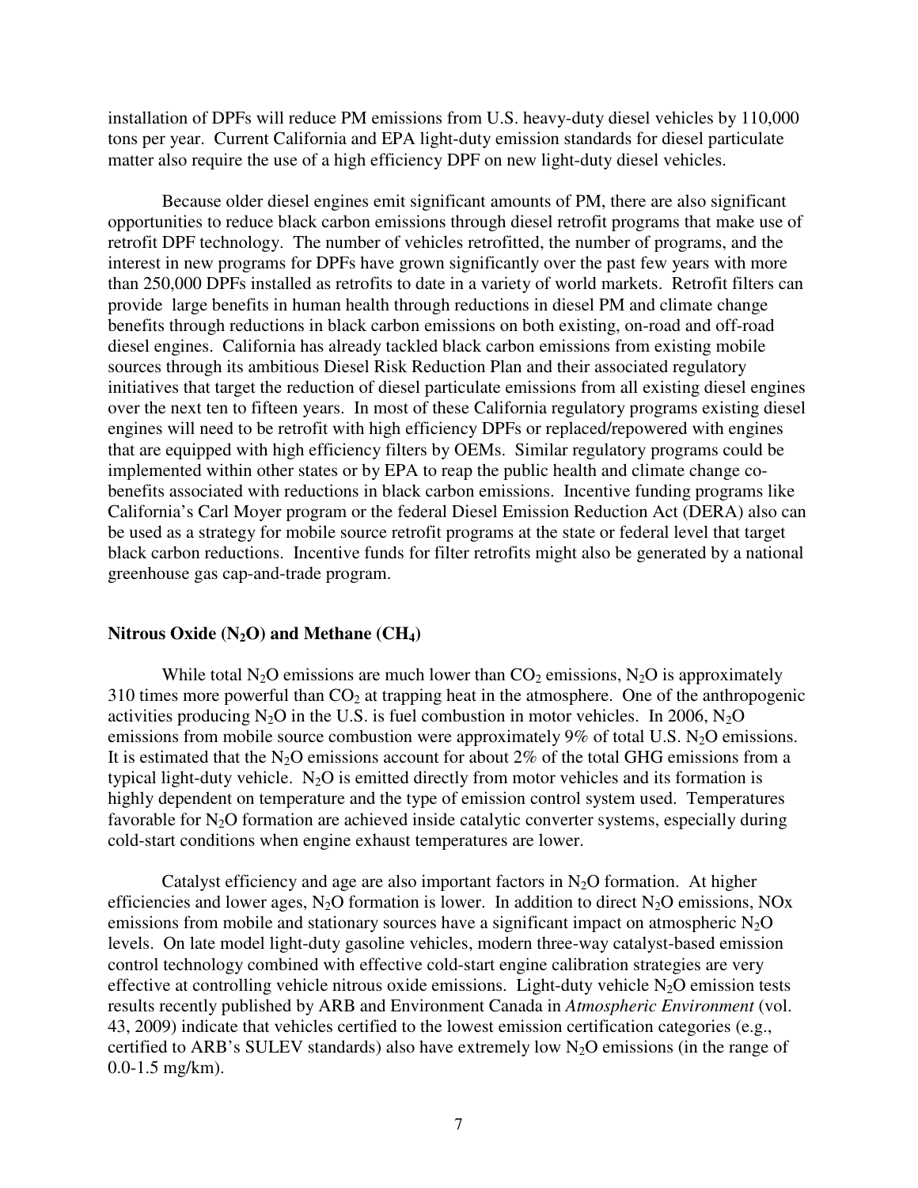installation of DPFs will reduce PM emissions from U.S. heavy-duty diesel vehicles by 110,000 tons per year. Current California and EPA light-duty emission standards for diesel particulate matter also require the use of a high efficiency DPF on new light-duty diesel vehicles.

Because older diesel engines emit significant amounts of PM, there are also significant opportunities to reduce black carbon emissions through diesel retrofit programs that make use of retrofit DPF technology. The number of vehicles retrofitted, the number of programs, and the interest in new programs for DPFs have grown significantly over the past few years with more than 250,000 DPFs installed as retrofits to date in a variety of world markets. Retrofit filters can provide large benefits in human health through reductions in diesel PM and climate change benefits through reductions in black carbon emissions on both existing, on-road and off-road diesel engines. California has already tackled black carbon emissions from existing mobile sources through its ambitious Diesel Risk Reduction Plan and their associated regulatory initiatives that target the reduction of diesel particulate emissions from all existing diesel engines over the next ten to fifteen years. In most of these California regulatory programs existing diesel engines will need to be retrofit with high efficiency DPFs or replaced/repowered with engines that are equipped with high efficiency filters by OEMs. Similar regulatory programs could be implemented within other states or by EPA to reap the public health and climate change co-benefits associated with reductions in black carbon emissions. Incentive funding programs like California's Carl Moyer program or the federal Diesel Emission Reduction Act (DERA) also can be used as a strategy for mobile source retrofit programs at the state or federal level that target black carbon reductions. Incentive funds for filter retrofits might also be generated by a national greenhouse gas cap-and-trade program.

### Nitrous Oxide ($N_2O$) and Methane ($CH_4$)

While total $N_2O$ emissions are much lower than $CO_2$ emissions, $N_2O$ is approximately 310 times more powerful than $CO_2$ at trapping heat in the atmosphere. One of the anthropogenic activities producing $N_2O$ in the U.S. is fuel combustion in motor vehicles. In 2006, $N_2O$ emissions from mobile source combustion were approximately 9% of total U.S. $N_2O$ emissions. It is estimated that the $N_2O$ emissions account for about 2% of the total GHG emissions from a typical light-duty vehicle. $N_2O$ is emitted directly from motor vehicles and its formation is highly dependent on temperature and the type of emission control system used. Temperatures favorable for $N_2O$ formation are achieved inside catalytic converter systems, especially during cold-start conditions when engine exhaust temperatures are lower.

Catalyst efficiency and age are also important factors in $N_2O$ formation. At higher efficiencies and lower ages, $N_2O$ formation is lower. In addition to direct $N_2O$ emissions, NOx emissions from mobile and stationary sources have a significant impact on atmospheric $N_2O$ levels. On late model light-duty gasoline vehicles, modern three-way catalyst-based emission control technology combined with effective cold-start engine calibration strategies are very effective at controlling vehicle nitrous oxide emissions. Light-duty vehicle $N_2O$ emission tests results recently published by ARB and Environment Canada in *Atmospheric Environment* (vol. 43, 2009) indicate that vehicles certified to the lowest emission certification categories (e.g., certified to ARB's SULEV standards) also have extremely low $N_2O$ emissions (in the range of 0.0-1.5 mg/km).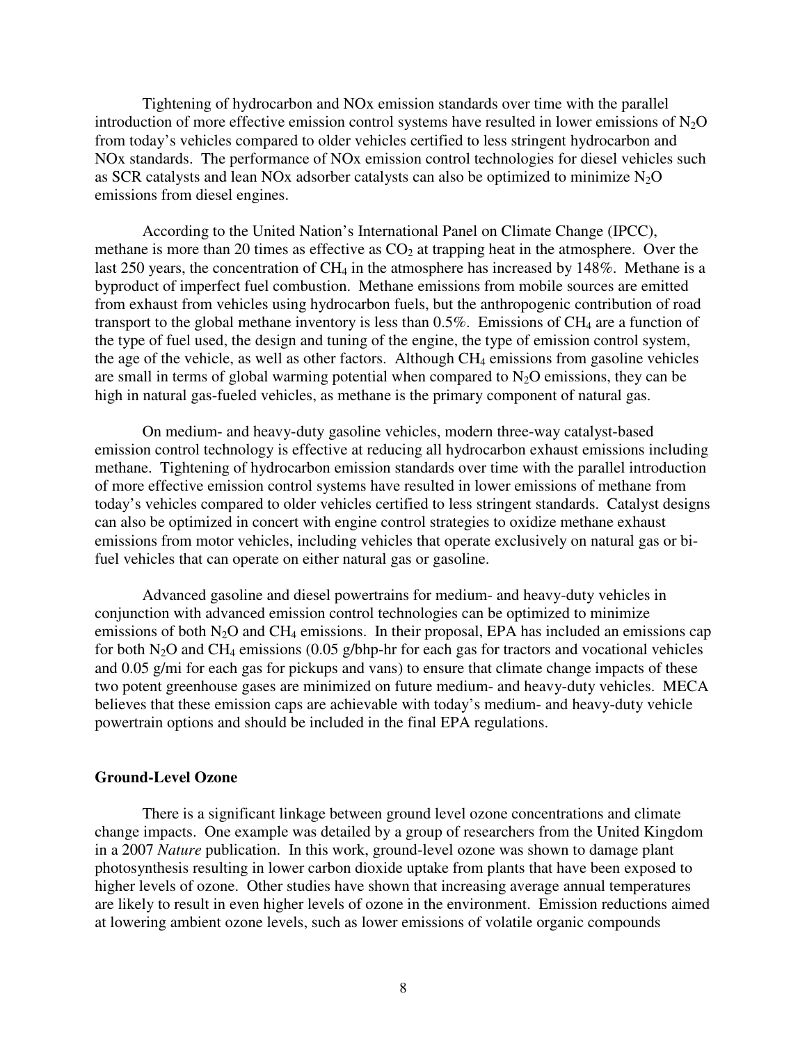Tightening of hydrocarbon and NOx emission standards over time with the parallel introduction of more effective emission control systems have resulted in lower emissions of $N_2O$ from today's vehicles compared to older vehicles certified to less stringent hydrocarbon and NOx standards. The performance of NOx emission control technologies for diesel vehicles such as SCR catalysts and lean NOx adsorber catalysts can also be optimized to minimize $N_2O$ emissions from diesel engines.

According to the United Nation's International Panel on Climate Change (IPCC), methane is more than 20 times as effective as $CO_2$ at trapping heat in the atmosphere. Over the last 250 years, the concentration of $CH_4$ in the atmosphere has increased by 148%. Methane is a byproduct of imperfect fuel combustion. Methane emissions from mobile sources are emitted from exhaust from vehicles using hydrocarbon fuels, but the anthropogenic contribution of road transport to the global methane inventory is less than 0.5%. Emissions of $CH_4$ are a function of the type of fuel used, the design and tuning of the engine, the type of emission control system, the age of the vehicle, as well as other factors. Although $CH_4$ emissions from gasoline vehicles are small in terms of global warming potential when compared to $N_2O$ emissions, they can be high in natural gas-fueled vehicles, as methane is the primary component of natural gas.

On medium- and heavy-duty gasoline vehicles, modern three-way catalyst-based emission control technology is effective at reducing all hydrocarbon exhaust emissions including methane. Tightening of hydrocarbon emission standards over time with the parallel introduction of more effective emission control systems have resulted in lower emissions of methane from today's vehicles compared to older vehicles certified to less stringent standards. Catalyst designs can also be optimized in concert with engine control strategies to oxidize methane exhaust emissions from motor vehicles, including vehicles that operate exclusively on natural gas or bi-fuel vehicles that can operate on either natural gas or gasoline.

Advanced gasoline and diesel powertrains for medium- and heavy-duty vehicles in conjunction with advanced emission control technologies can be optimized to minimize emissions of both $N_2O$ and $CH_4$ emissions. In their proposal, EPA has included an emissions cap for both $N_2O$ and $CH_4$ emissions (0.05 g/bhp-hr for each gas for tractors and vocational vehicles and 0.05 g/mi for each gas for pickups and vans) to ensure that climate change impacts of these two potent greenhouse gases are minimized on future medium- and heavy-duty vehicles. MECA believes that these emission caps are achievable with today's medium- and heavy-duty vehicle powertrain options and should be included in the final EPA regulations.

**Ground-Level Ozone**

There is a significant linkage between ground level ozone concentrations and climate change impacts. One example was detailed by a group of researchers from the United Kingdom in a 2007 *Nature* publication. In this work, ground-level ozone was shown to damage plant photosynthesis resulting in lower carbon dioxide uptake from plants that have been exposed to higher levels of ozone. Other studies have shown that increasing average annual temperatures are likely to result in even higher levels of ozone in the environment. Emission reductions aimed at lowering ambient ozone levels, such as lower emissions of volatile organic compounds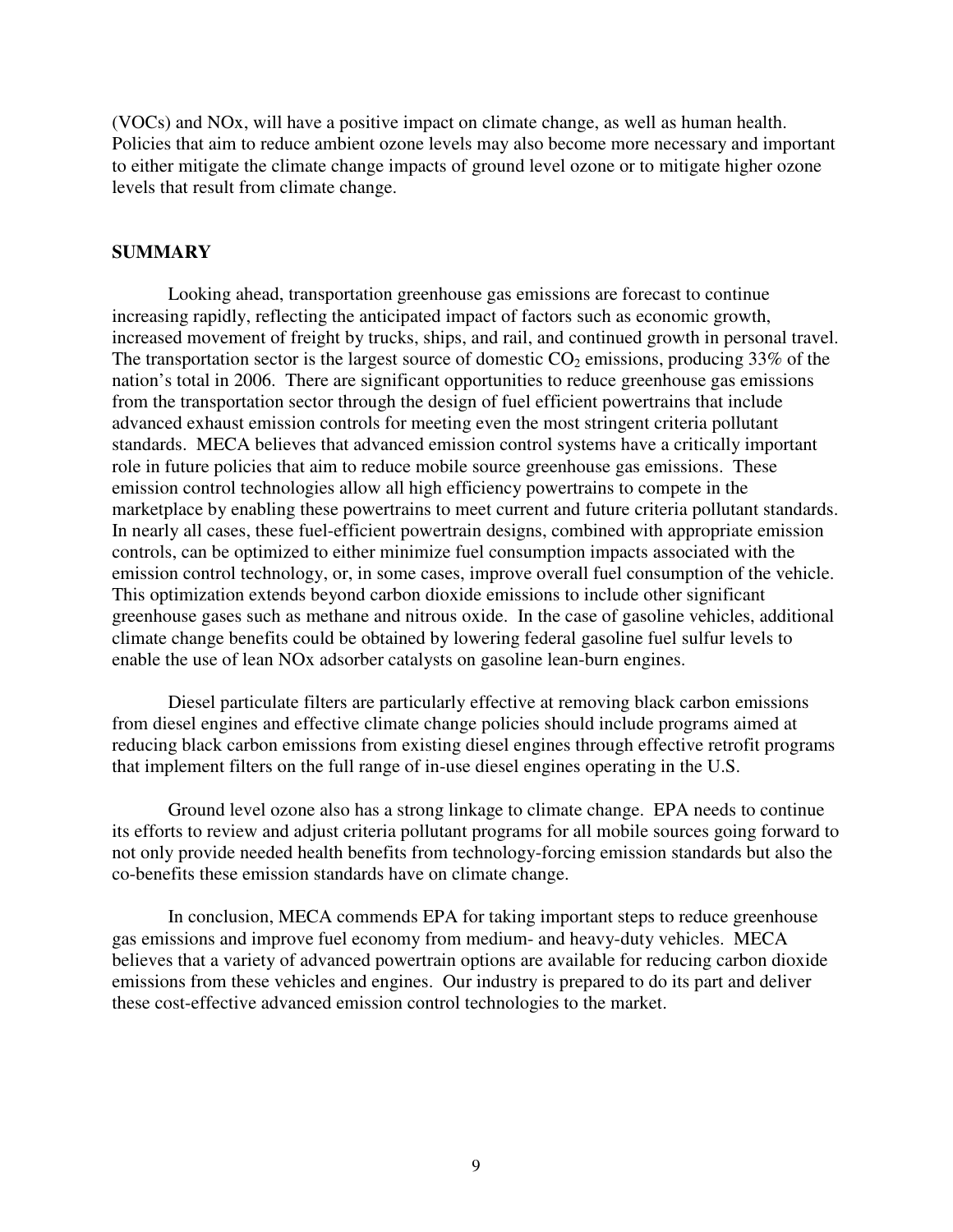(VOCs) and NOx, will have a positive impact on climate change, as well as human health. Policies that aim to reduce ambient ozone levels may also become more necessary and important to either mitigate the climate change impacts of ground level ozone or to mitigate higher ozone levels that result from climate change.

## SUMMARY

Looking ahead, transportation greenhouse gas emissions are forecast to continue increasing rapidly, reflecting the anticipated impact of factors such as economic growth, increased movement of freight by trucks, ships, and rail, and continued growth in personal travel. The transportation sector is the largest source of domestic $CO_2$ emissions, producing 33% of the nation's total in 2006. There are significant opportunities to reduce greenhouse gas emissions from the transportation sector through the design of fuel efficient powertrains that include advanced exhaust emission controls for meeting even the most stringent criteria pollutant standards. MECA believes that advanced emission control systems have a critically important role in future policies that aim to reduce mobile source greenhouse gas emissions. These emission control technologies allow all high efficiency powertrains to compete in the marketplace by enabling these powertrains to meet current and future criteria pollutant standards. In nearly all cases, these fuel-efficient powertrain designs, combined with appropriate emission controls, can be optimized to either minimize fuel consumption impacts associated with the emission control technology, or, in some cases, improve overall fuel consumption of the vehicle. This optimization extends beyond carbon dioxide emissions to include other significant greenhouse gases such as methane and nitrous oxide. In the case of gasoline vehicles, additional climate change benefits could be obtained by lowering federal gasoline fuel sulfur levels to enable the use of lean NOx adsorber catalysts on gasoline lean-burn engines.

Diesel particulate filters are particularly effective at removing black carbon emissions from diesel engines and effective climate change policies should include programs aimed at reducing black carbon emissions from existing diesel engines through effective retrofit programs that implement filters on the full range of in-use diesel engines operating in the U.S.

Ground level ozone also has a strong linkage to climate change. EPA needs to continue its efforts to review and adjust criteria pollutant programs for all mobile sources going forward to not only provide needed health benefits from technology-forcing emission standards but also the co-benefits these emission standards have on climate change.

In conclusion, MECA commends EPA for taking important steps to reduce greenhouse gas emissions and improve fuel economy from medium- and heavy-duty vehicles. MECA believes that a variety of advanced powertrain options are available for reducing carbon dioxide emissions from these vehicles and engines. Our industry is prepared to do its part and deliver these cost-effective advanced emission control technologies to the market.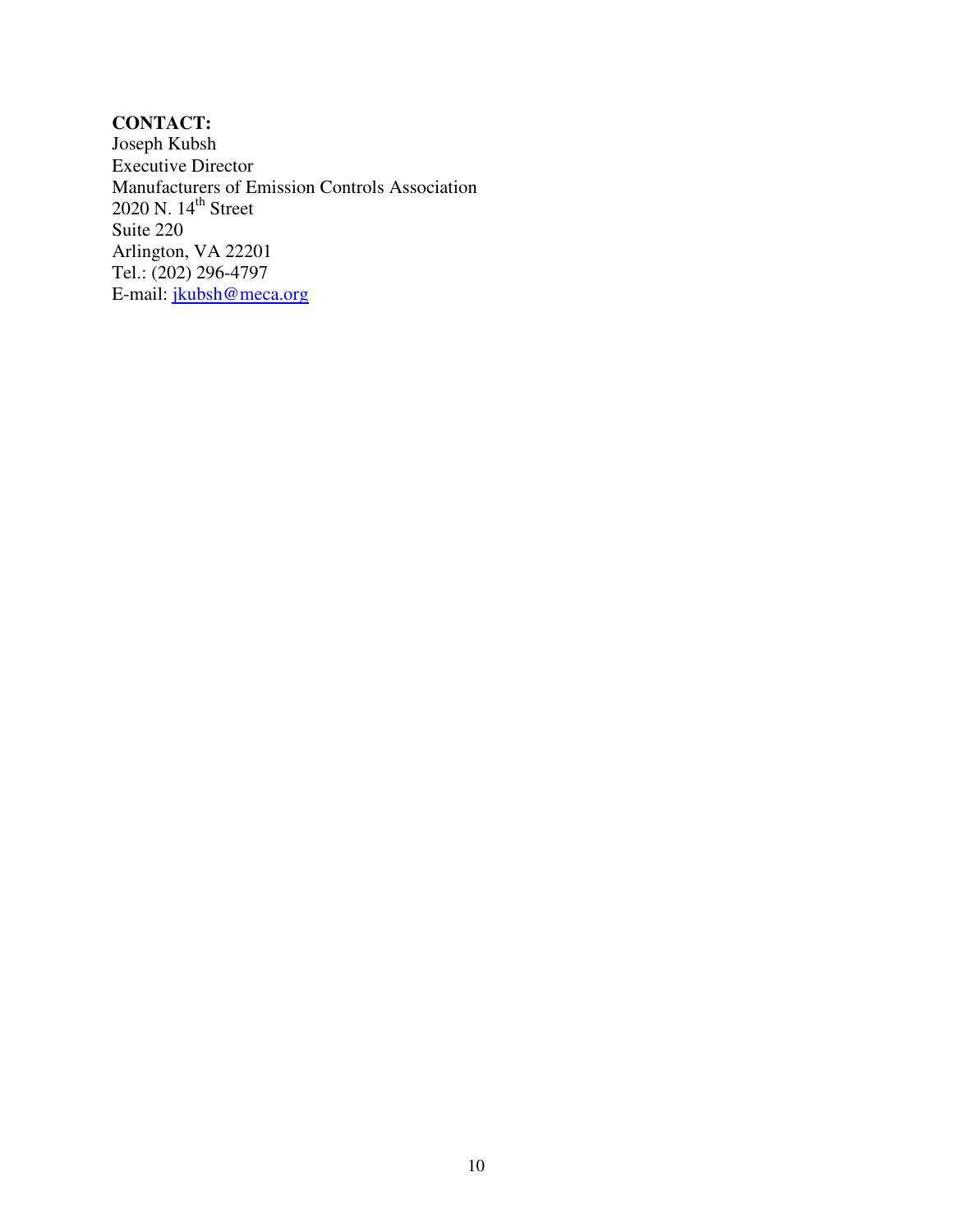**CONTACT:**
Joseph Kubsh
Executive Director
Manufacturers of Emission Controls Association
2020 N. 14th Street
Suite 220
Arlington, VA 22201
Tel.: (202) 296-4797
E-mail: jkubsh@meca.org